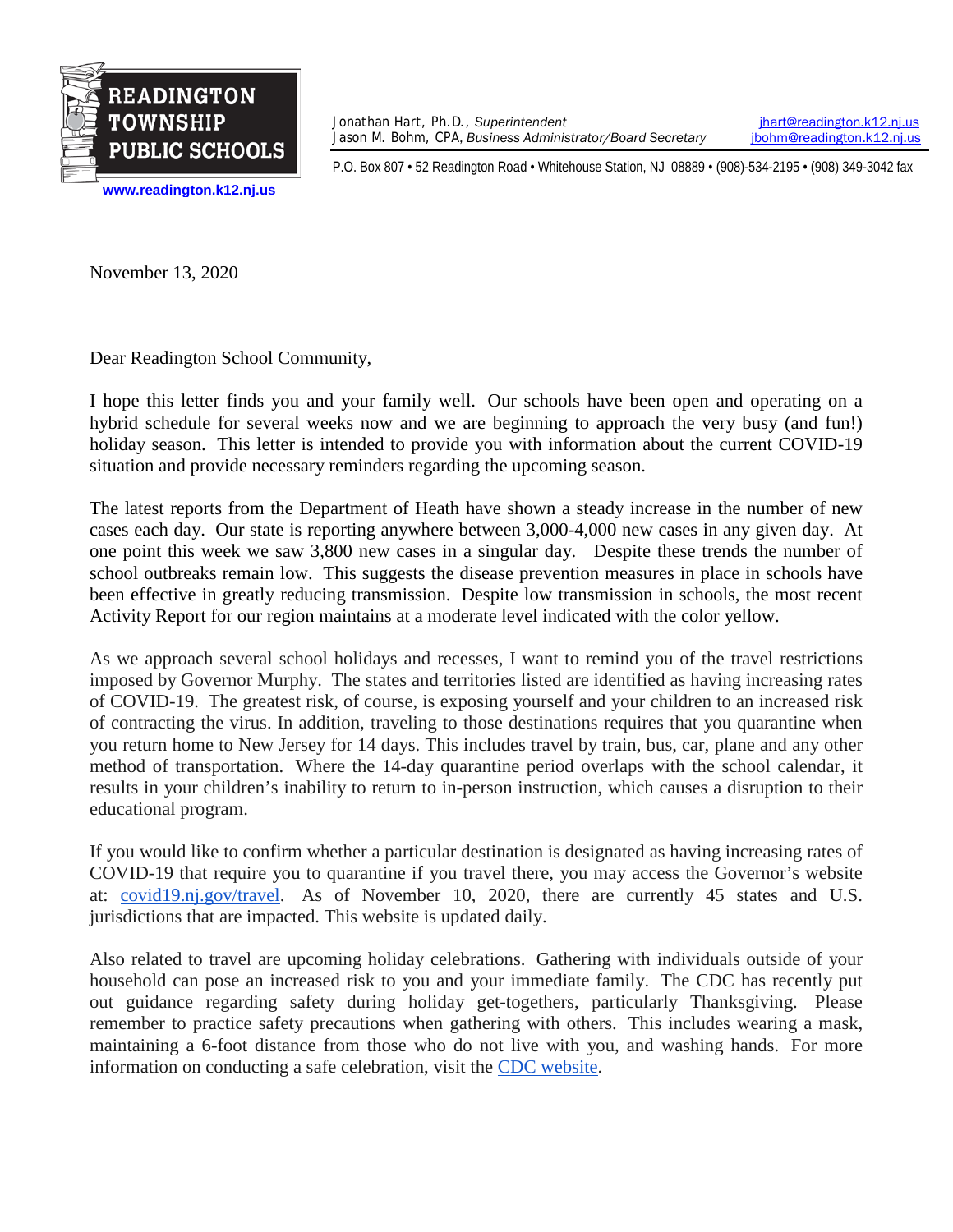**READINGTON TOWNSHIP PUBLIC SCHOOLS**

www.readington.k12.nj.us

Jonathan Hart, Ph.D., *Superintendent* — jhart@readington.k12.nj.us
Jason M. Bohm, CPA, *Business Administrator/Board Secretary* — jbohm@readington.k12.nj.us

P.O. Box 807 • 52 Readington Road • Whitehouse Station, NJ 08889 • (908)-534-2195 • (908) 349-3042 fax

November 13, 2020

Dear Readington School Community,

I hope this letter finds you and your family well. Our schools have been open and operating on a hybrid schedule for several weeks now and we are beginning to approach the very busy (and fun!) holiday season. This letter is intended to provide you with information about the current COVID-19 situation and provide necessary reminders regarding the upcoming season.

The latest reports from the Department of Heath have shown a steady increase in the number of new cases each day. Our state is reporting anywhere between 3,000-4,000 new cases in any given day. At one point this week we saw 3,800 new cases in a singular day. Despite these trends the number of school outbreaks remain low. This suggests the disease prevention measures in place in schools have been effective in greatly reducing transmission. Despite low transmission in schools, the most recent Activity Report for our region maintains at a moderate level indicated with the color yellow.

As we approach several school holidays and recesses, I want to remind you of the travel restrictions imposed by Governor Murphy. The states and territories listed are identified as having increasing rates of COVID-19. The greatest risk, of course, is exposing yourself and your children to an increased risk of contracting the virus. In addition, traveling to those destinations requires that you quarantine when you return home to New Jersey for 14 days. This includes travel by train, bus, car, plane and any other method of transportation. Where the 14-day quarantine period overlaps with the school calendar, it results in your children's inability to return to in-person instruction, which causes a disruption to their educational program.

If you would like to confirm whether a particular destination is designated as having increasing rates of COVID-19 that require you to quarantine if you travel there, you may access the Governor's website at: covid19.nj.gov/travel. As of November 10, 2020, there are currently 45 states and U.S. jurisdictions that are impacted. This website is updated daily.

Also related to travel are upcoming holiday celebrations. Gathering with individuals outside of your household can pose an increased risk to you and your immediate family. The CDC has recently put out guidance regarding safety during holiday get-togethers, particularly Thanksgiving. Please remember to practice safety precautions when gathering with others. This includes wearing a mask, maintaining a 6-foot distance from those who do not live with you, and washing hands. For more information on conducting a safe celebration, visit the CDC website.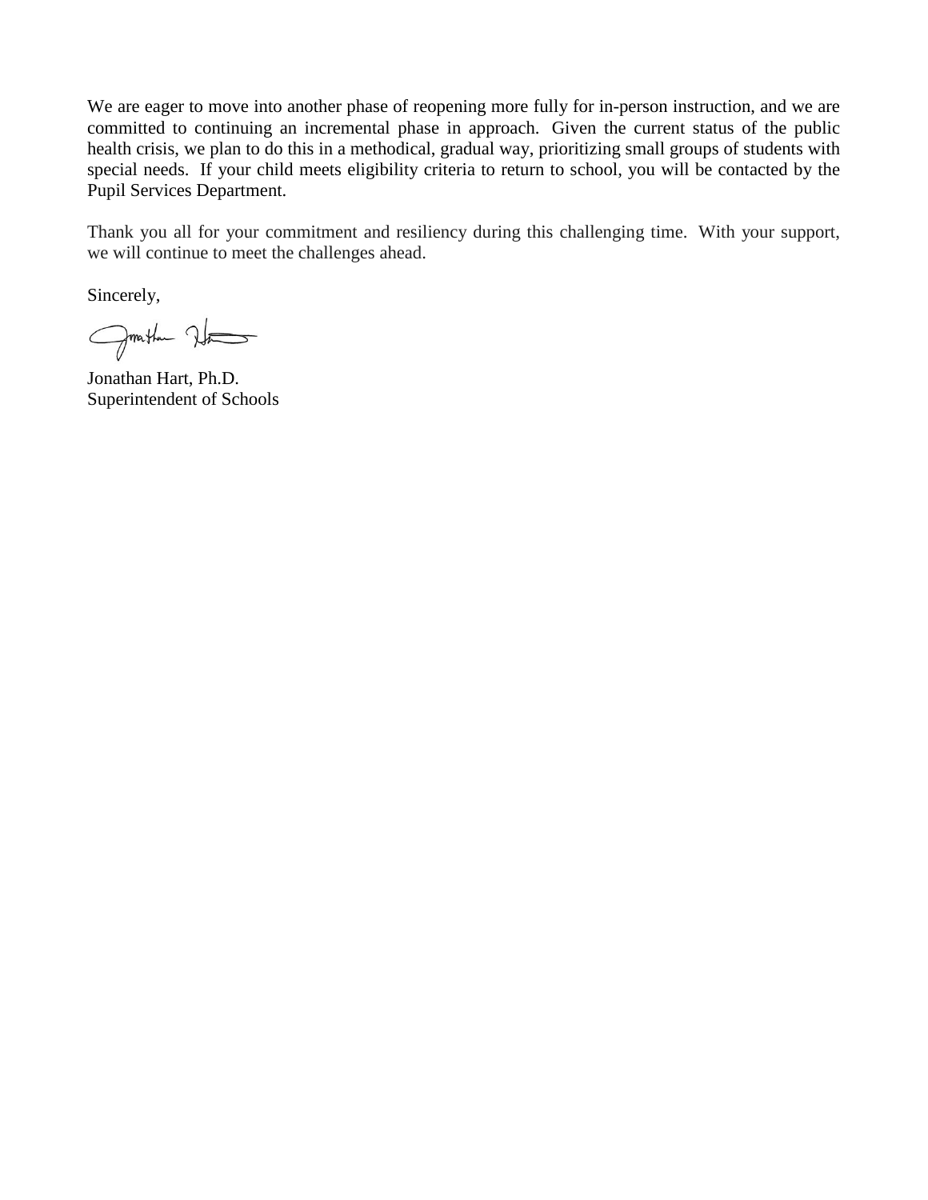We are eager to move into another phase of reopening more fully for in-person instruction, and we are committed to continuing an incremental phase in approach. Given the current status of the public health crisis, we plan to do this in a methodical, gradual way, prioritizing small groups of students with special needs. If your child meets eligibility criteria to return to school, you will be contacted by the Pupil Services Department.

Thank you all for your commitment and resiliency during this challenging time. With your support, we will continue to meet the challenges ahead.

Sincerely,

Jonathan Hart, Ph.D.
Superintendent of Schools